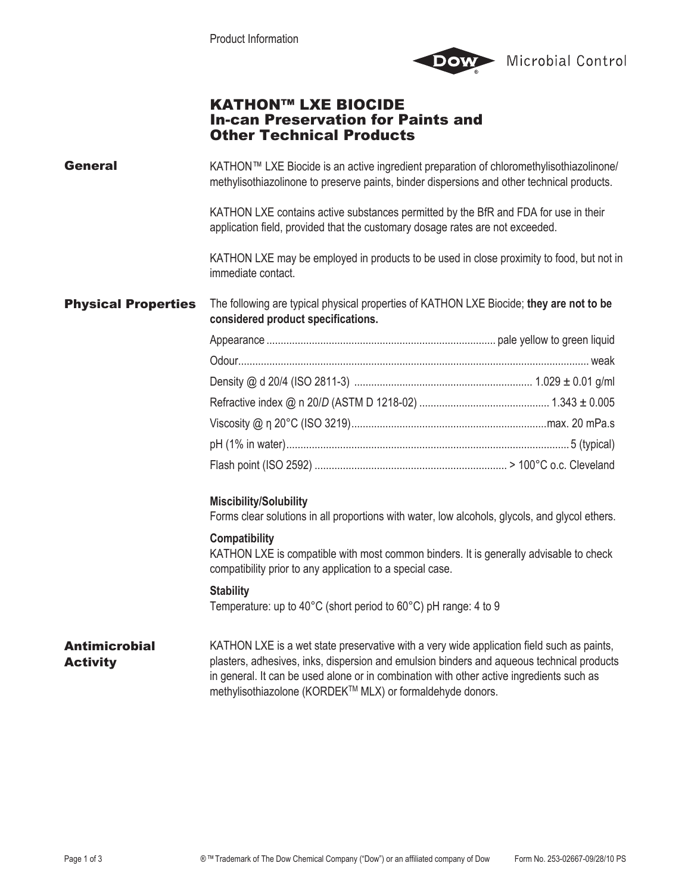Product Information

Dow Microbial Control

# KATHON™ LXE BIOCIDE
## In-can Preservation for Paints and Other Technical Products

## General

KATHON™ LXE Biocide is an active ingredient preparation of chloromethylisothiazolinone/ methylisothiazolinone to preserve paints, binder dispersions and other technical products.

KATHON LXE contains active substances permitted by the BfR and FDA for use in their application field, provided that the customary dosage rates are not exceeded.

KATHON LXE may be employed in products to be used in close proximity to food, but not in immediate contact.

## Physical Properties

The following are typical physical properties of KATHON LXE Biocide; **they are not to be considered product specifications.**

| Property | Value |
|---|---|
| Appearance | pale yellow to green liquid |
| Odour | weak |
| Density @ d 20/4 (ISO 2811-3) | 1.029 ± 0.01 g/ml |
| Refractive index @ n 20/*D* (ASTM D 1218-02) | 1.343 ± 0.005 |
| Viscosity @ η 20°C (ISO 3219) | max. 20 mPa.s |
| pH (1% in water) | 5 (typical) |
| Flash point (ISO 2592) | > 100°C o.c. Cleveland |

**Miscibility/Solubility**
Forms clear solutions in all proportions with water, low alcohols, glycols, and glycol ethers.

**Compatibility**
KATHON LXE is compatible with most common binders. It is generally advisable to check compatibility prior to any application to a special case.

**Stability**
Temperature: up to 40°C (short period to 60°C) pH range: 4 to 9

## Antimicrobial Activity

KATHON LXE is a wet state preservative with a very wide application field such as paints, plasters, adhesives, inks, dispersion and emulsion binders and aqueous technical products in general. It can be used alone or in combination with other active ingredients such as methylisothiazolone (KORDEK™ MLX) or formaldehyde donors.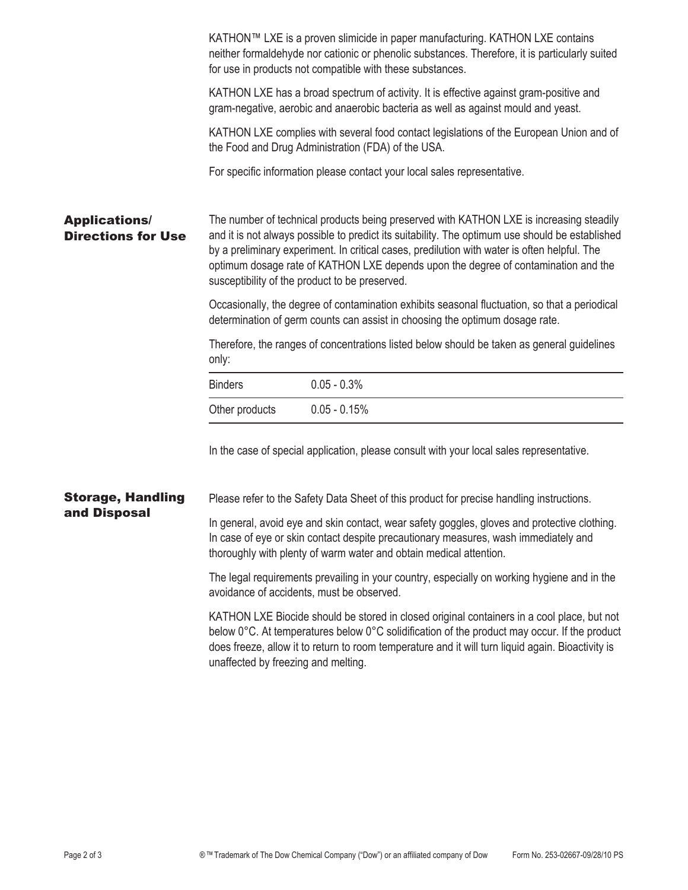KATHON™ LXE is a proven slimicide in paper manufacturing. KATHON LXE contains neither formaldehyde nor cationic or phenolic substances. Therefore, it is particularly suited for use in products not compatible with these substances.

KATHON LXE has a broad spectrum of activity. It is effective against gram-positive and gram-negative, aerobic and anaerobic bacteria as well as against mould and yeast.

KATHON LXE complies with several food contact legislations of the European Union and of the Food and Drug Administration (FDA) of the USA.

For specific information please contact your local sales representative.

## Applications/ Directions for Use

The number of technical products being preserved with KATHON LXE is increasing steadily and it is not always possible to predict its suitability. The optimum use should be established by a preliminary experiment. In critical cases, predilution with water is often helpful. The optimum dosage rate of KATHON LXE depends upon the degree of contamination and the susceptibility of the product to be preserved.

Occasionally, the degree of contamination exhibits seasonal fluctuation, so that a periodical determination of germ counts can assist in choosing the optimum dosage rate.

Therefore, the ranges of concentrations listed below should be taken as general guidelines only:

| | |
|---|---|
| Binders | 0.05 - 0.3% |
| Other products | 0.05 - 0.15% |

In the case of special application, please consult with your local sales representative.

## Storage, Handling and Disposal

Please refer to the Safety Data Sheet of this product for precise handling instructions.

In general, avoid eye and skin contact, wear safety goggles, gloves and protective clothing. In case of eye or skin contact despite precautionary measures, wash immediately and thoroughly with plenty of warm water and obtain medical attention.

The legal requirements prevailing in your country, especially on working hygiene and in the avoidance of accidents, must be observed.

KATHON LXE Biocide should be stored in closed original containers in a cool place, but not below 0°C. At temperatures below 0°C solidification of the product may occur. If the product does freeze, allow it to return to room temperature and it will turn liquid again. Bioactivity is unaffected by freezing and melting.

®™ Trademark of The Dow Chemical Company ("Dow") or an affiliated company of Dow   Form No. 253-02667-09/28/10 PS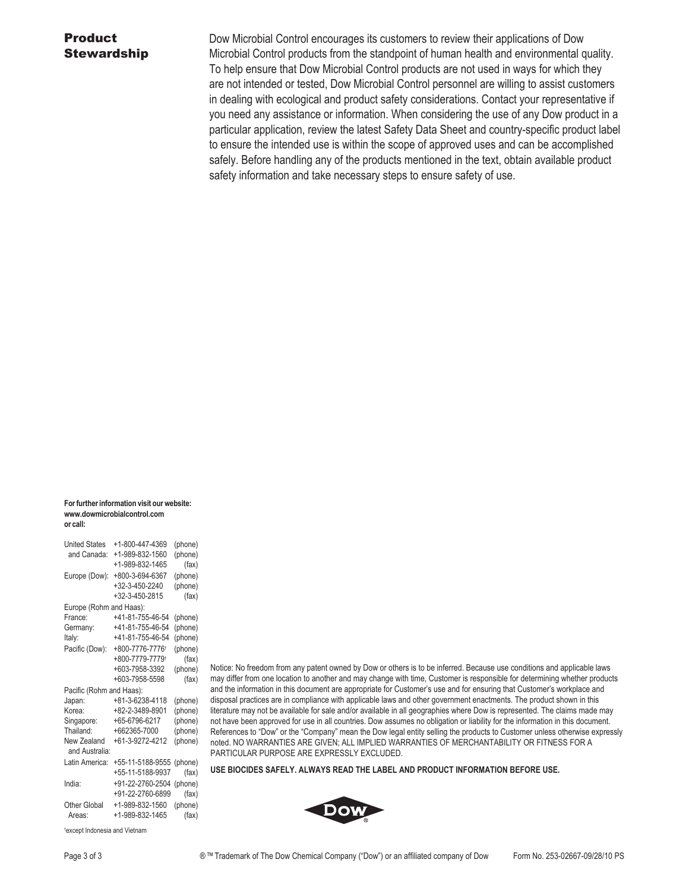## Product Stewardship

Dow Microbial Control encourages its customers to review their applications of Dow Microbial Control products from the standpoint of human health and environmental quality. To help ensure that Dow Microbial Control products are not used in ways for which they are not intended or tested, Dow Microbial Control personnel are willing to assist customers in dealing with ecological and product safety considerations. Contact your representative if you need any assistance or information. When considering the use of any Dow product in a particular application, review the latest Safety Data Sheet and country-specific product label to ensure the intended use is within the scope of approved uses and can be accomplished safely. Before handling any of the products mentioned in the text, obtain available product safety information and take necessary steps to ensure safety of use.

**For further information visit our website: www.dowmicrobialcontrol.com or call:**

| | | |
|---|---|---|
| United States and Canada: | +1-800-447-4369 | (phone) |
| | +1-989-832-1560 | (phone) |
| | +1-989-832-1465 | (fax) |
| Europe (Dow): | +800-3-694-6367 | (phone) |
| | +32-3-450-2240 | (phone) |
| | +32-3-450-2815 | (fax) |
| Europe (Rohm and Haas): | | |
| France: | +41-81-755-46-54 | (phone) |
| Germany: | +41-81-755-46-54 | (phone) |
| Italy: | +41-81-755-46-54 | (phone) |
| Pacific (Dow): | +800-7776-7776† | (phone) |
| | +800-7779-7779† | (fax) |
| | +603-7958-3392 | (phone) |
| | +603-7958-5598 | (fax) |
| Pacific (Rohm and Haas): | | |
| Japan: | +81-3-6238-4118 | (phone) |
| Korea: | +82-2-3489-8901 | (phone) |
| Singapore: | +65-6796-6217 | (phone) |
| Thailand: | +662365-7000 | (phone) |
| New Zealand and Australia: | +61-3-9272-4212 | (phone) |
| Latin America: | +55-11-5188-9555 | (phone) |
| | +55-11-5188-9937 | (fax) |
| India: | +91-22-2760-2504 | (phone) |
| | +91-22-2760-6899 | (fax) |
| Other Global Areas: | +1-989-832-1560 | (phone) |
| | +1-989-832-1465 | (fax) |

†except Indonesia and Vietnam

Notice: No freedom from any patent owned by Dow or others is to be inferred. Because use conditions and applicable laws may differ from one location to another and may change with time, Customer is responsible for determining whether products and the information in this document are appropriate for Customer's use and for ensuring that Customer's workplace and disposal practices are in compliance with applicable laws and other government enactments. The product shown in this literature may not be available for sale and/or available in all geographies where Dow is represented. The claims made may not have been approved for use in all countries. Dow assumes no obligation or liability for the information in this document. References to "Dow" or the "Company" mean the Dow legal entity selling the products to Customer unless otherwise expressly noted. NO WARRANTIES ARE GIVEN; ALL IMPLIED WARRANTIES OF MERCHANTABILITY OR FITNESS FOR A PARTICULAR PURPOSE ARE EXPRESSLY EXCLUDED.

**USE BIOCIDES SAFELY. ALWAYS READ THE LABEL AND PRODUCT INFORMATION BEFORE USE.**

® ™ Trademark of The Dow Chemical Company ("Dow") or an affiliated company of Dow

Form No. 253-02667-09/28/10 PS